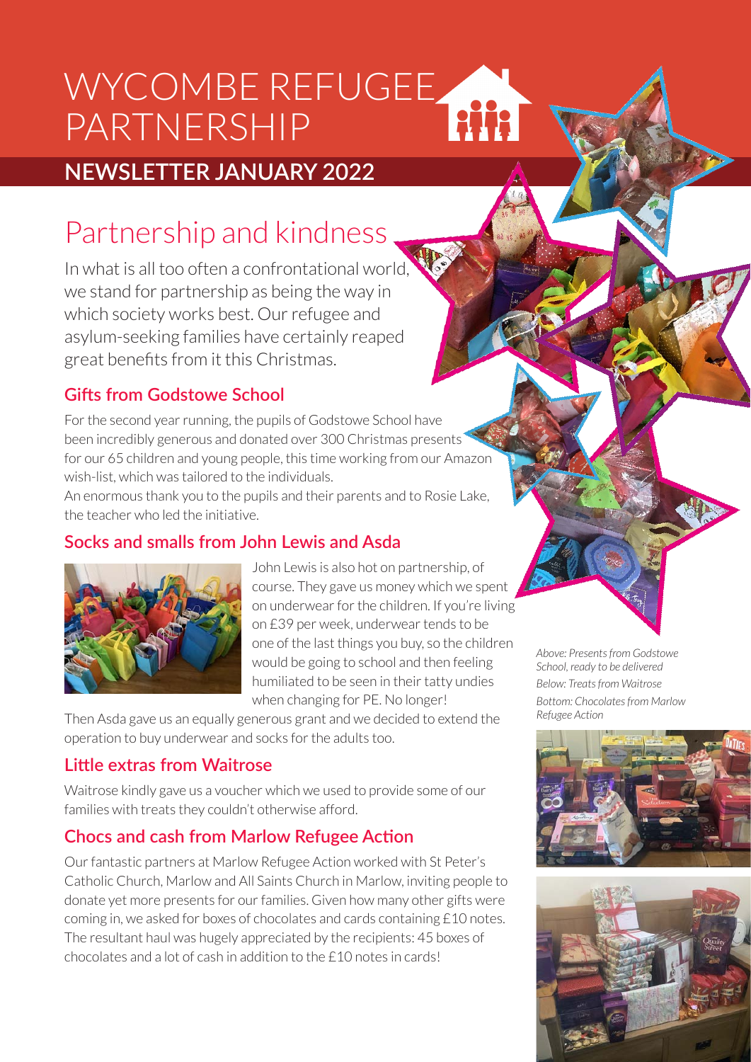# WYCOMBE REFUGEE PARTNERSHIP

## NEWSLETTER JANUARY 2022

# Partnership and kindness

In what is all too often a confrontational world, we stand for partnership as being the way in which society works best. Our refugee and asylum-seeking families have certainly reaped great benefits from it this Christmas.

### Gifts from Godstowe School

For the second year running, the pupils of Godstowe School have been incredibly generous and donated over 300 Christmas presents for our 65 children and young people, this time working from our Amazon wish-list, which was tailored to the individuals.

An enormous thank you to the pupils and their parents and to Rosie Lake, the teacher who led the initiative.

### Socks and smalls from John Lewis and Asda

John Lewis is also hot on partnership, of course. They gave us money which we spent on underwear for the children. If you're living on £39 per week, underwear tends to be one of the last things you buy, so the children would be going to school and then feeling humiliated to be seen in their tatty undies when changing for PE. No longer!

Then Asda gave us an equally generous grant and we decided to extend the operation to buy underwear and socks for the adults too.

### Little extras from Waitrose

Waitrose kindly gave us a voucher which we used to provide some of our families with treats they couldn't otherwise afford.

### Chocs and cash from Marlow Refugee Action

Our fantastic partners at Marlow Refugee Action worked with St Peter's Catholic Church, Marlow and All Saints Church in Marlow, inviting people to donate yet more presents for our families. Given how many other gifts were coming in, we asked for boxes of chocolates and cards containing £10 notes. The resultant haul was hugely appreciated by the recipients: 45 boxes of chocolates and a lot of cash in addition to the £10 notes in cards!

*Above: Presents from Godstowe School, ready to be delivered*

*Below: Treats from Waitrose*

*Bottom: Chocolates from Marlow Refugee Action*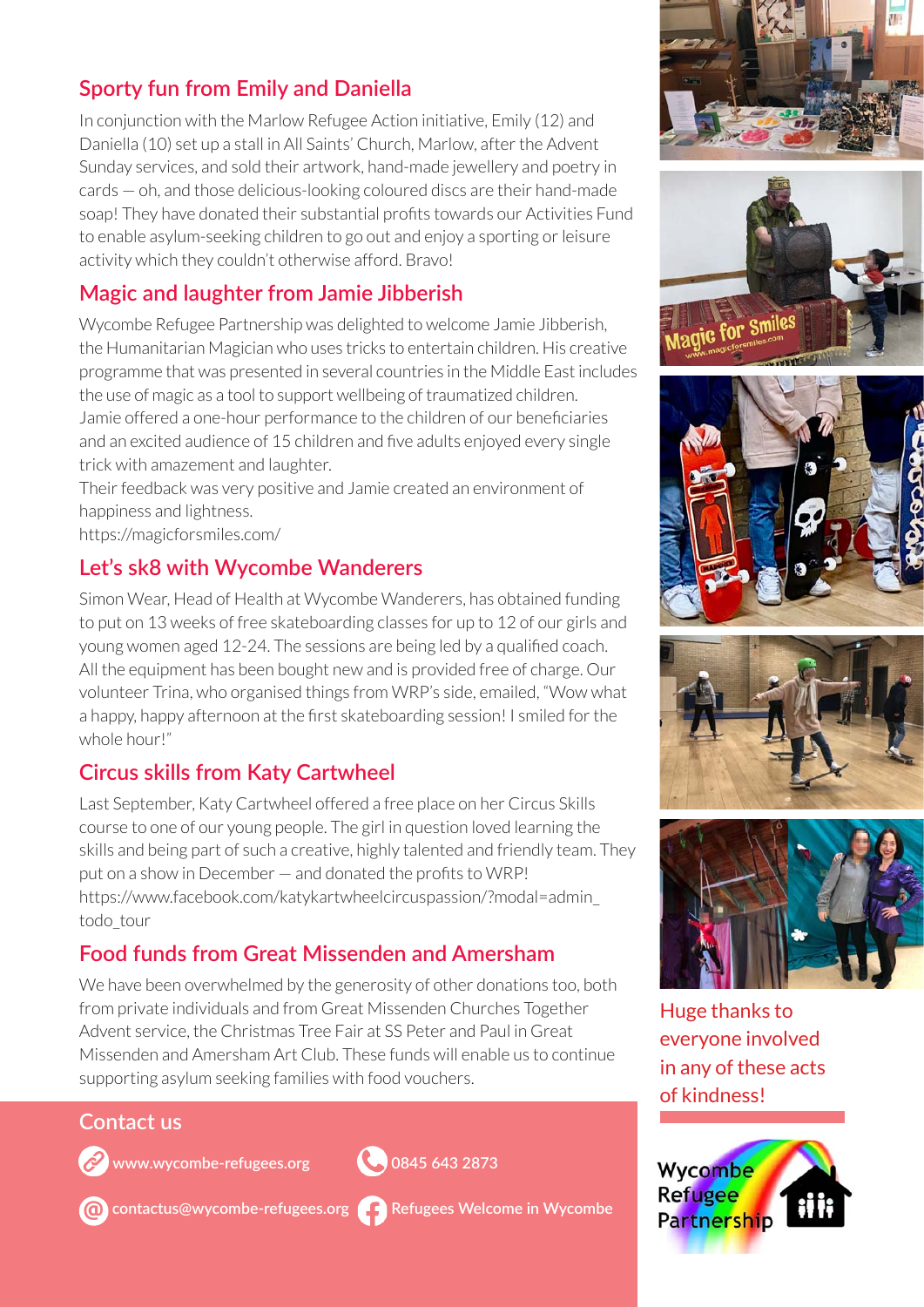## Sporty fun from Emily and Daniella

In conjunction with the Marlow Refugee Action initiative, Emily (12) and Daniella (10) set up a stall in All Saints' Church, Marlow, after the Advent Sunday services, and sold their artwork, hand-made jewellery and poetry in cards — oh, and those delicious-looking coloured discs are their hand-made soap! They have donated their substantial profits towards our Activities Fund to enable asylum-seeking children to go out and enjoy a sporting or leisure activity which they couldn't otherwise afford. Bravo!

## Magic and laughter from Jamie Jibberish

Wycombe Refugee Partnership was delighted to welcome Jamie Jibberish, the Humanitarian Magician who uses tricks to entertain children. His creative programme that was presented in several countries in the Middle East includes the use of magic as a tool to support wellbeing of traumatized children.
Jamie offered a one-hour performance to the children of our beneficiaries and an excited audience of 15 children and five adults enjoyed every single trick with amazement and laughter.
Their feedback was very positive and Jamie created an environment of happiness and lightness.
https://magicforsmiles.com/

## Let's sk8 with Wycombe Wanderers

Simon Wear, Head of Health at Wycombe Wanderers, has obtained funding to put on 13 weeks of free skateboarding classes for up to 12 of our girls and young women aged 12-24. The sessions are being led by a qualified coach. All the equipment has been bought new and is provided free of charge. Our volunteer Trina, who organised things from WRP's side, emailed, "Wow what a happy, happy afternoon at the first skateboarding session! I smiled for the whole hour!"

## Circus skills from Katy Cartwheel

Last September, Katy Cartwheel offered a free place on her Circus Skills course to one of our young people. The girl in question loved learning the skills and being part of such a creative, highly talented and friendly team. They put on a show in December — and donated the profits to WRP!
https://www.facebook.com/katykartwheelcircuspassion/?modal=admin_todo_tour

## Food funds from Great Missenden and Amersham

We have been overwhelmed by the generosity of other donations too, both from private individuals and from Great Missenden Churches Together Advent service, the Christmas Tree Fair at SS Peter and Paul in Great Missenden and Amersham Art Club. These funds will enable us to continue supporting asylum seeking families with food vouchers.

Huge thanks to everyone involved in any of these acts of kindness!

## Contact us

www.wycombe-refugees.org

0845 643 2873

contactus@wycombe-refugees.org

Refugees Welcome in Wycombe

Wycombe Refugee Partnership